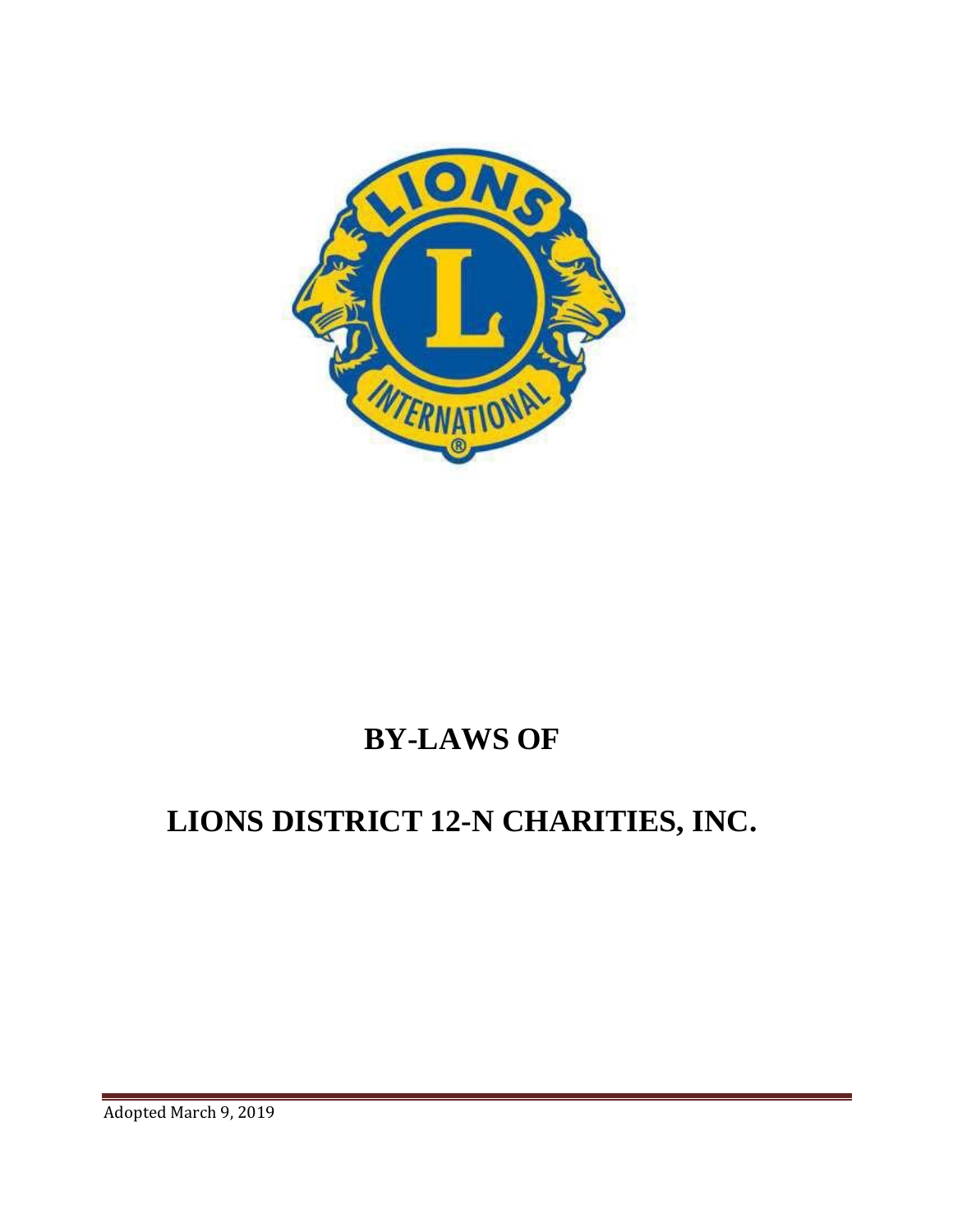# BY-LAWS OF

# LIONS DISTRICT 12-N CHARITIES, INC.

Adopted March 9, 2019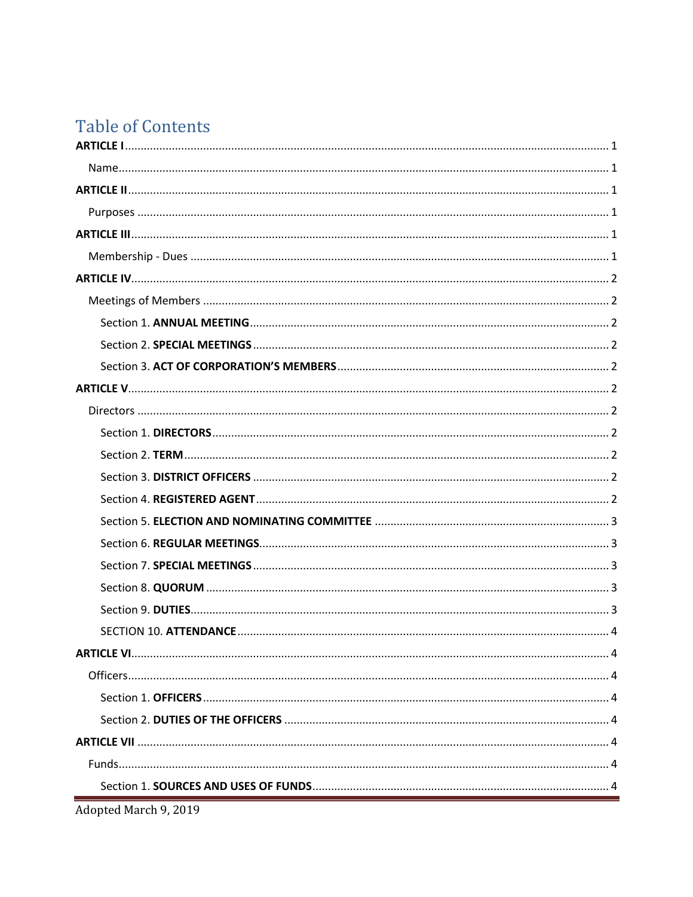# Table of Contents

**ARTICLE I** ........ 1

Name ........ 1

**ARTICLE II** ........ 1

Purposes ........ 1

**ARTICLE III** ........ 1

Membership - Dues ........ 1

**ARTICLE IV** ........ 2

Meetings of Members ........ 2

Section 1. **ANNUAL MEETING** ........ 2

Section 2. **SPECIAL MEETINGS** ........ 2

Section 3. **ACT OF CORPORATION'S MEMBERS** ........ 2

**ARTICLE V** ........ 2

Directors ........ 2

Section 1. **DIRECTORS** ........ 2

Section 2. **TERM** ........ 2

Section 3. **DISTRICT OFFICERS** ........ 2

Section 4. **REGISTERED AGENT** ........ 2

Section 5. **ELECTION AND NOMINATING COMMITTEE** ........ 3

Section 6. **REGULAR MEETINGS** ........ 3

Section 7. **SPECIAL MEETINGS** ........ 3

Section 8. **QUORUM** ........ 3

Section 9. **DUTIES** ........ 3

SECTION 10. **ATTENDANCE** ........ 4

**ARTICLE VI** ........ 4

Officers ........ 4

Section 1. **OFFICERS** ........ 4

Section 2. **DUTIES OF THE OFFICERS** ........ 4

**ARTICLE VII** ........ 4

Funds ........ 4

Section 1. **SOURCES AND USES OF FUNDS** ........ 4

Adopted March 9, 2019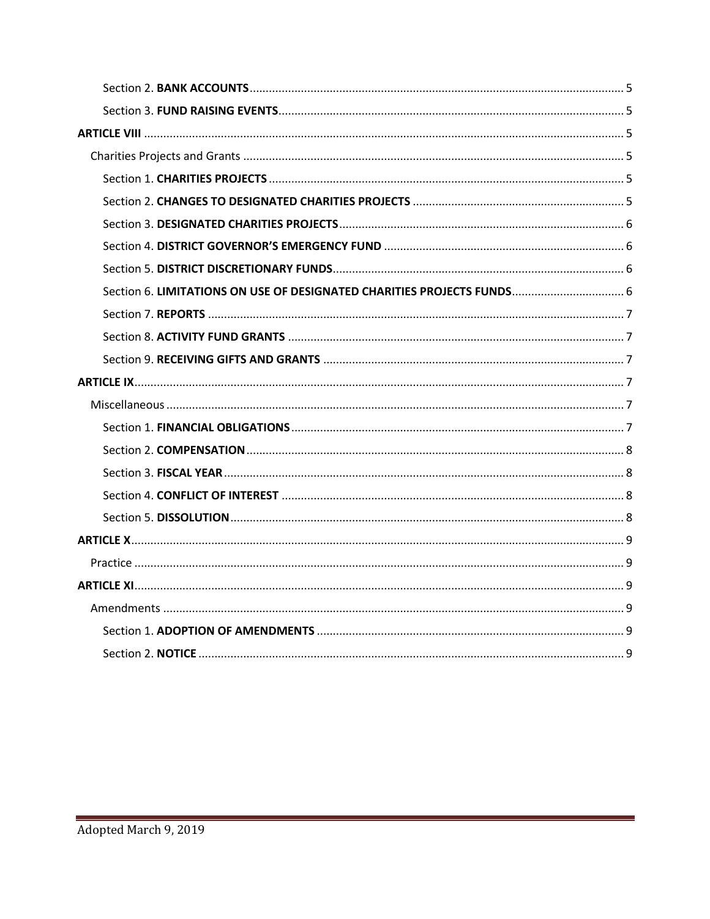Section 2. **BANK ACCOUNTS** ..... 5

Section 3. **FUND RAISING EVENTS** ..... 5

**ARTICLE VIII** ..... 5

Charities Projects and Grants ..... 5

Section 1. **CHARITIES PROJECTS** ..... 5

Section 2. **CHANGES TO DESIGNATED CHARITIES PROJECTS** ..... 5

Section 3. **DESIGNATED CHARITIES PROJECTS** ..... 6

Section 4. **DISTRICT GOVERNOR'S EMERGENCY FUND** ..... 6

Section 5. **DISTRICT DISCRETIONARY FUNDS** ..... 6

Section 6. **LIMITATIONS ON USE OF DESIGNATED CHARITIES PROJECTS FUNDS** ..... 6

Section 7. **REPORTS** ..... 7

Section 8. **ACTIVITY FUND GRANTS** ..... 7

Section 9. **RECEIVING GIFTS AND GRANTS** ..... 7

**ARTICLE IX** ..... 7

Miscellaneous ..... 7

Section 1. **FINANCIAL OBLIGATIONS** ..... 7

Section 2. **COMPENSATION** ..... 8

Section 3. **FISCAL YEAR** ..... 8

Section 4. **CONFLICT OF INTEREST** ..... 8

Section 5. **DISSOLUTION** ..... 8

**ARTICLE X** ..... 9

Practice ..... 9

**ARTICLE XI** ..... 9

Amendments ..... 9

Section 1. **ADOPTION OF AMENDMENTS** ..... 9

Section 2. **NOTICE** ..... 9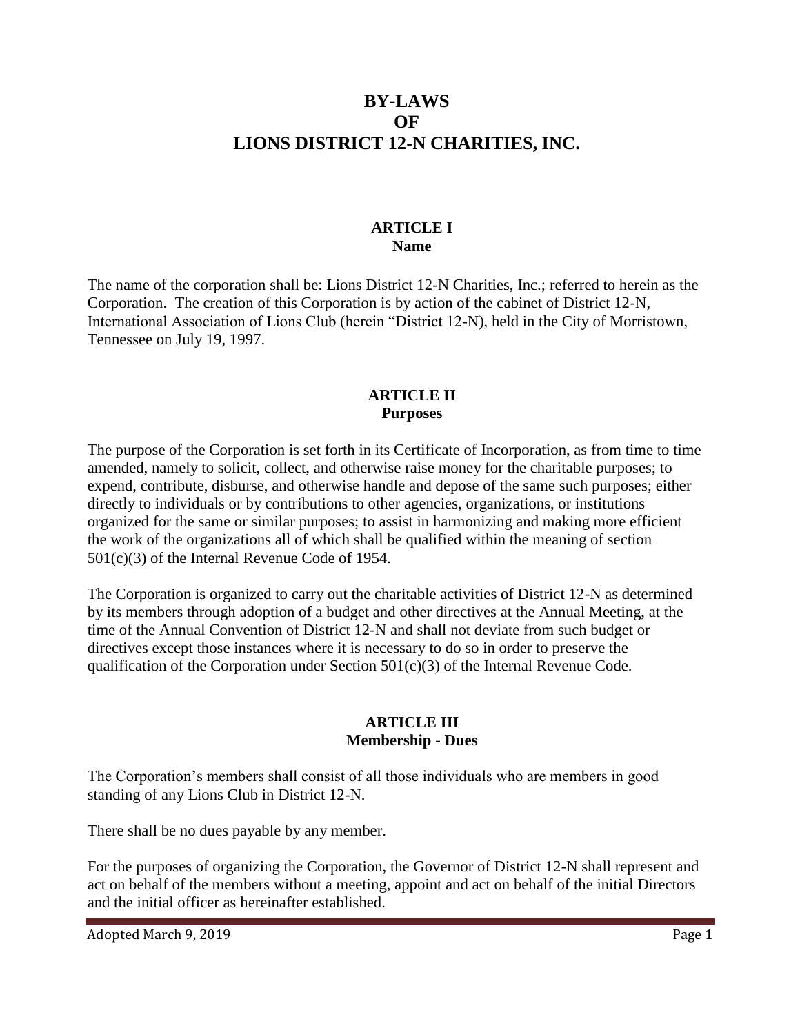# BY-LAWS OF LIONS DISTRICT 12-N CHARITIES, INC.

## ARTICLE I
### Name

The name of the corporation shall be: Lions District 12-N Charities, Inc.; referred to herein as the Corporation. The creation of this Corporation is by action of the cabinet of District 12-N, International Association of Lions Club (herein "District 12-N), held in the City of Morristown, Tennessee on July 19, 1997.

## ARTICLE II
### Purposes

The purpose of the Corporation is set forth in its Certificate of Incorporation, as from time to time amended, namely to solicit, collect, and otherwise raise money for the charitable purposes; to expend, contribute, disburse, and otherwise handle and depose of the same such purposes; either directly to individuals or by contributions to other agencies, organizations, or institutions organized for the same or similar purposes; to assist in harmonizing and making more efficient the work of the organizations all of which shall be qualified within the meaning of section 501(c)(3) of the Internal Revenue Code of 1954.

The Corporation is organized to carry out the charitable activities of District 12-N as determined by its members through adoption of a budget and other directives at the Annual Meeting, at the time of the Annual Convention of District 12-N and shall not deviate from such budget or directives except those instances where it is necessary to do so in order to preserve the qualification of the Corporation under Section 501(c)(3) of the Internal Revenue Code.

## ARTICLE III
### Membership - Dues

The Corporation's members shall consist of all those individuals who are members in good standing of any Lions Club in District 12-N.

There shall be no dues payable by any member.

For the purposes of organizing the Corporation, the Governor of District 12-N shall represent and act on behalf of the members without a meeting, appoint and act on behalf of the initial Directors and the initial officer as hereinafter established.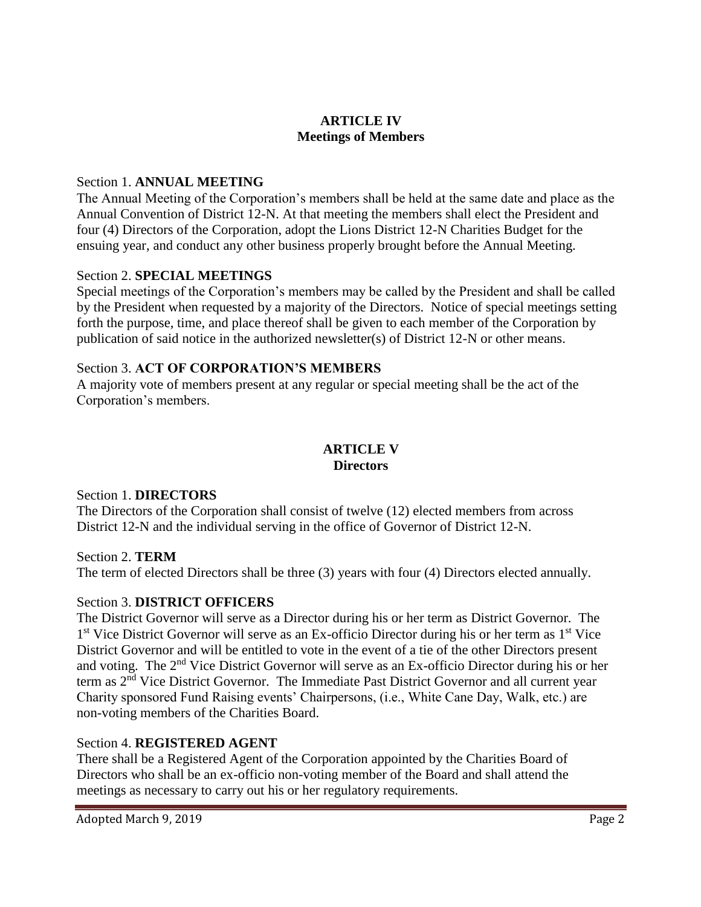## ARTICLE IV
## Meetings of Members

Section 1. **ANNUAL MEETING**

The Annual Meeting of the Corporation's members shall be held at the same date and place as the Annual Convention of District 12-N. At that meeting the members shall elect the President and four (4) Directors of the Corporation, adopt the Lions District 12-N Charities Budget for the ensuing year, and conduct any other business properly brought before the Annual Meeting.

Section 2. **SPECIAL MEETINGS**

Special meetings of the Corporation's members may be called by the President and shall be called by the President when requested by a majority of the Directors. Notice of special meetings setting forth the purpose, time, and place thereof shall be given to each member of the Corporation by publication of said notice in the authorized newsletter(s) of District 12-N or other means.

Section 3. **ACT OF CORPORATION'S MEMBERS**

A majority vote of members present at any regular or special meeting shall be the act of the Corporation's members.

## ARTICLE V
## Directors

Section 1. **DIRECTORS**

The Directors of the Corporation shall consist of twelve (12) elected members from across District 12-N and the individual serving in the office of Governor of District 12-N.

Section 2. **TERM**

The term of elected Directors shall be three (3) years with four (4) Directors elected annually.

Section 3. **DISTRICT OFFICERS**

The District Governor will serve as a Director during his or her term as District Governor. The 1st Vice District Governor will serve as an Ex-officio Director during his or her term as 1st Vice District Governor and will be entitled to vote in the event of a tie of the other Directors present and voting. The 2nd Vice District Governor will serve as an Ex-officio Director during his or her term as 2nd Vice District Governor. The Immediate Past District Governor and all current year Charity sponsored Fund Raising events' Chairpersons, (i.e., White Cane Day, Walk, etc.) are non-voting members of the Charities Board.

Section 4. **REGISTERED AGENT**

There shall be a Registered Agent of the Corporation appointed by the Charities Board of Directors who shall be an ex-officio non-voting member of the Board and shall attend the meetings as necessary to carry out his or her regulatory requirements.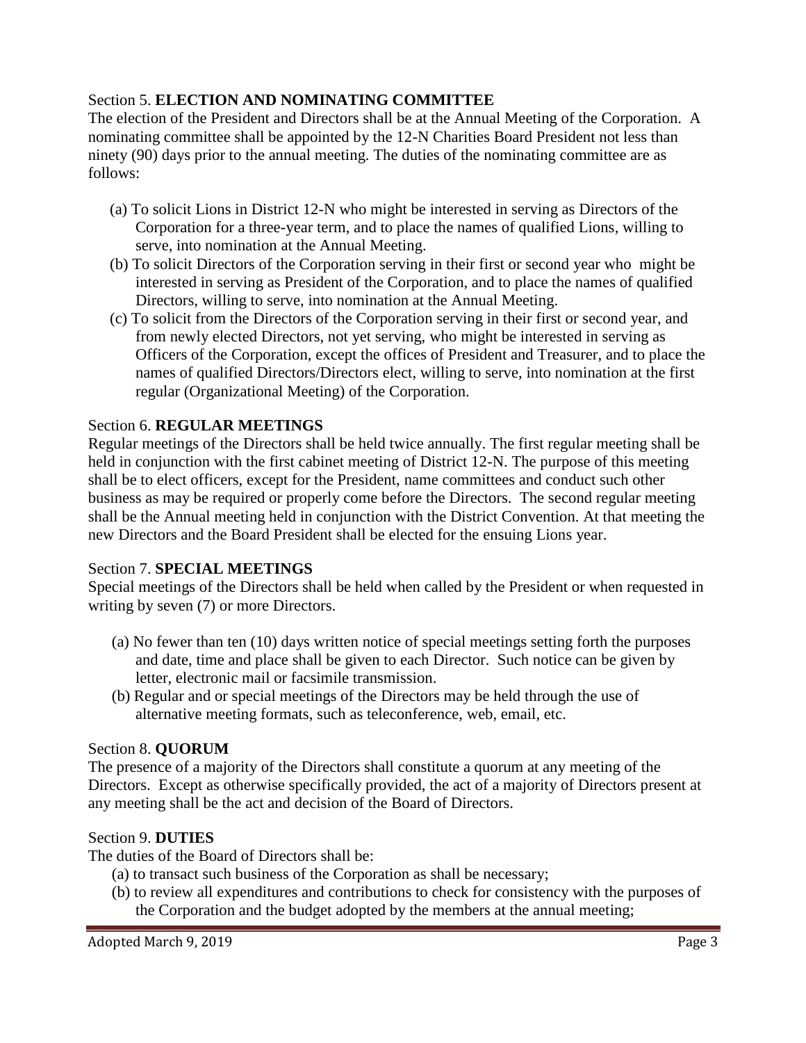Section 5. **ELECTION AND NOMINATING COMMITTEE**

The election of the President and Directors shall be at the Annual Meeting of the Corporation. A nominating committee shall be appointed by the 12-N Charities Board President not less than ninety (90) days prior to the annual meeting. The duties of the nominating committee are as follows:

(a) To solicit Lions in District 12-N who might be interested in serving as Directors of the Corporation for a three-year term, and to place the names of qualified Lions, willing to serve, into nomination at the Annual Meeting.

(b) To solicit Directors of the Corporation serving in their first or second year who might be interested in serving as President of the Corporation, and to place the names of qualified Directors, willing to serve, into nomination at the Annual Meeting.

(c) To solicit from the Directors of the Corporation serving in their first or second year, and from newly elected Directors, not yet serving, who might be interested in serving as Officers of the Corporation, except the offices of President and Treasurer, and to place the names of qualified Directors/Directors elect, willing to serve, into nomination at the first regular (Organizational Meeting) of the Corporation.

Section 6. **REGULAR MEETINGS**

Regular meetings of the Directors shall be held twice annually. The first regular meeting shall be held in conjunction with the first cabinet meeting of District 12-N. The purpose of this meeting shall be to elect officers, except for the President, name committees and conduct such other business as may be required or properly come before the Directors. The second regular meeting shall be the Annual meeting held in conjunction with the District Convention. At that meeting the new Directors and the Board President shall be elected for the ensuing Lions year.

Section 7. **SPECIAL MEETINGS**

Special meetings of the Directors shall be held when called by the President or when requested in writing by seven (7) or more Directors.

(a) No fewer than ten (10) days written notice of special meetings setting forth the purposes and date, time and place shall be given to each Director. Such notice can be given by letter, electronic mail or facsimile transmission.

(b) Regular and or special meetings of the Directors may be held through the use of alternative meeting formats, such as teleconference, web, email, etc.

Section 8. **QUORUM**

The presence of a majority of the Directors shall constitute a quorum at any meeting of the Directors. Except as otherwise specifically provided, the act of a majority of Directors present at any meeting shall be the act and decision of the Board of Directors.

Section 9. **DUTIES**

The duties of the Board of Directors shall be:

(a) to transact such business of the Corporation as shall be necessary;

(b) to review all expenditures and contributions to check for consistency with the purposes of the Corporation and the budget adopted by the members at the annual meeting;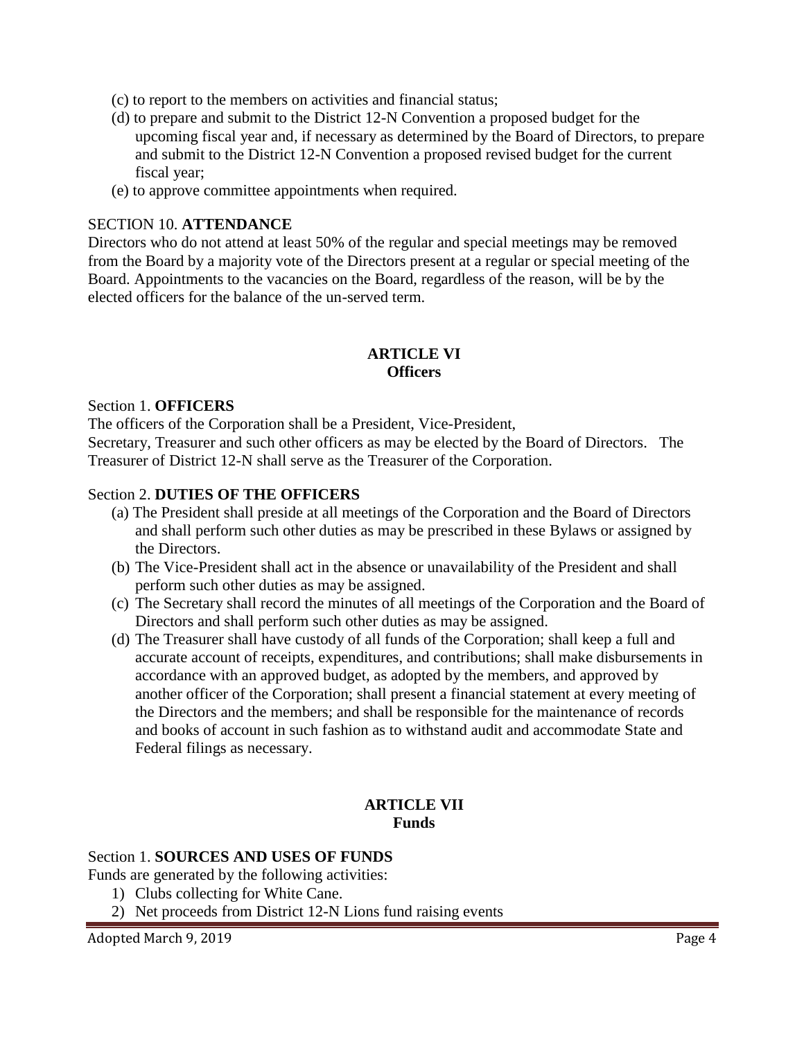(c) to report to the members on activities and financial status;

(d) to prepare and submit to the District 12-N Convention a proposed budget for the upcoming fiscal year and, if necessary as determined by the Board of Directors, to prepare and submit to the District 12-N Convention a proposed revised budget for the current fiscal year;

(e) to approve committee appointments when required.

SECTION 10. **ATTENDANCE**

Directors who do not attend at least 50% of the regular and special meetings may be removed from the Board by a majority vote of the Directors present at a regular or special meeting of the Board. Appointments to the vacancies on the Board, regardless of the reason, will be by the elected officers for the balance of the un-served term.

## ARTICLE VI
## Officers

Section 1. **OFFICERS**

The officers of the Corporation shall be a President, Vice-President, Secretary, Treasurer and such other officers as may be elected by the Board of Directors. The Treasurer of District 12-N shall serve as the Treasurer of the Corporation.

Section 2. **DUTIES OF THE OFFICERS**

(a) The President shall preside at all meetings of the Corporation and the Board of Directors and shall perform such other duties as may be prescribed in these Bylaws or assigned by the Directors.

(b) The Vice-President shall act in the absence or unavailability of the President and shall perform such other duties as may be assigned.

(c) The Secretary shall record the minutes of all meetings of the Corporation and the Board of Directors and shall perform such other duties as may be assigned.

(d) The Treasurer shall have custody of all funds of the Corporation; shall keep a full and accurate account of receipts, expenditures, and contributions; shall make disbursements in accordance with an approved budget, as adopted by the members, and approved by another officer of the Corporation; shall present a financial statement at every meeting of the Directors and the members; and shall be responsible for the maintenance of records and books of account in such fashion as to withstand audit and accommodate State and Federal filings as necessary.

## ARTICLE VII
## Funds

Section 1. **SOURCES AND USES OF FUNDS**

Funds are generated by the following activities:

1) Clubs collecting for White Cane.
2) Net proceeds from District 12-N Lions fund raising events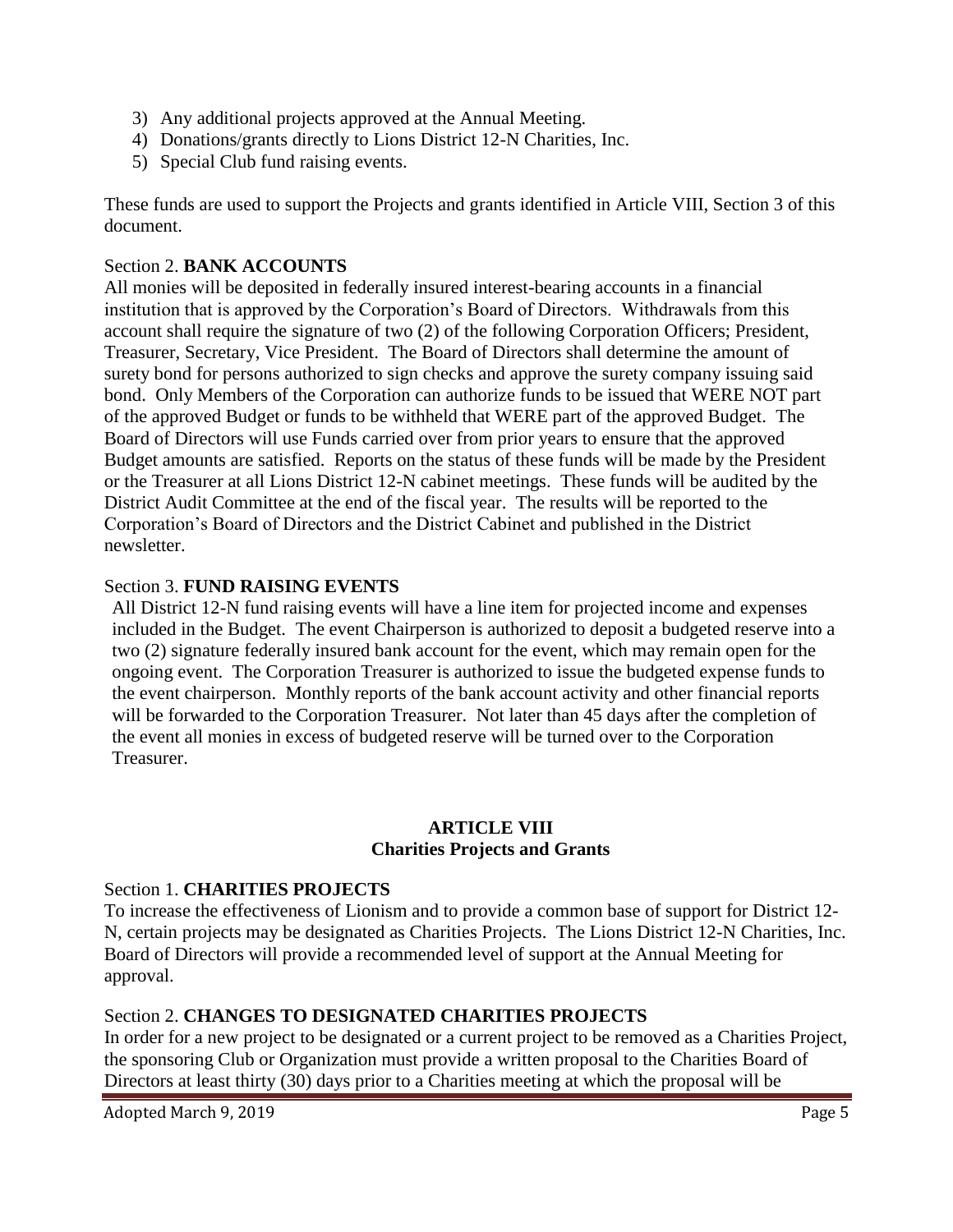3) Any additional projects approved at the Annual Meeting.
4) Donations/grants directly to Lions District 12-N Charities, Inc.
5) Special Club fund raising events.

These funds are used to support the Projects and grants identified in Article VIII, Section 3 of this document.

Section 2. **BANK ACCOUNTS**

All monies will be deposited in federally insured interest-bearing accounts in a financial institution that is approved by the Corporation's Board of Directors. Withdrawals from this account shall require the signature of two (2) of the following Corporation Officers; President, Treasurer, Secretary, Vice President. The Board of Directors shall determine the amount of surety bond for persons authorized to sign checks and approve the surety company issuing said bond. Only Members of the Corporation can authorize funds to be issued that WERE NOT part of the approved Budget or funds to be withheld that WERE part of the approved Budget. The Board of Directors will use Funds carried over from prior years to ensure that the approved Budget amounts are satisfied. Reports on the status of these funds will be made by the President or the Treasurer at all Lions District 12-N cabinet meetings. These funds will be audited by the District Audit Committee at the end of the fiscal year. The results will be reported to the Corporation's Board of Directors and the District Cabinet and published in the District newsletter.

Section 3. **FUND RAISING EVENTS**

All District 12-N fund raising events will have a line item for projected income and expenses included in the Budget. The event Chairperson is authorized to deposit a budgeted reserve into a two (2) signature federally insured bank account for the event, which may remain open for the ongoing event. The Corporation Treasurer is authorized to issue the budgeted expense funds to the event chairperson. Monthly reports of the bank account activity and other financial reports will be forwarded to the Corporation Treasurer. Not later than 45 days after the completion of the event all monies in excess of budgeted reserve will be turned over to the Corporation Treasurer.

## ARTICLE VIII
## Charities Projects and Grants

Section 1. **CHARITIES PROJECTS**

To increase the effectiveness of Lionism and to provide a common base of support for District 12-N, certain projects may be designated as Charities Projects. The Lions District 12-N Charities, Inc. Board of Directors will provide a recommended level of support at the Annual Meeting for approval.

Section 2. **CHANGES TO DESIGNATED CHARITIES PROJECTS**

In order for a new project to be designated or a current project to be removed as a Charities Project, the sponsoring Club or Organization must provide a written proposal to the Charities Board of Directors at least thirty (30) days prior to a Charities meeting at which the proposal will be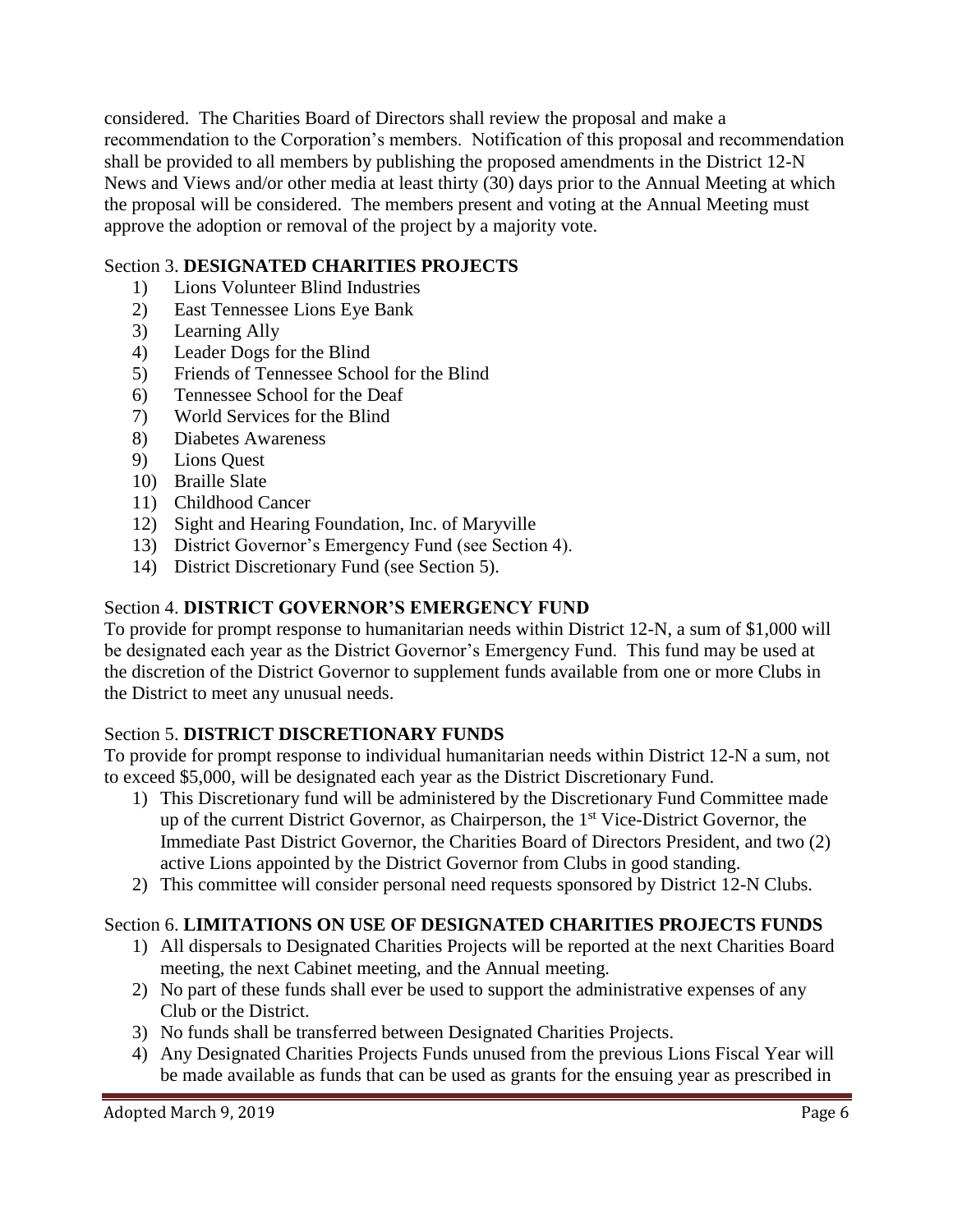considered. The Charities Board of Directors shall review the proposal and make a recommendation to the Corporation's members. Notification of this proposal and recommendation shall be provided to all members by publishing the proposed amendments in the District 12-N News and Views and/or other media at least thirty (30) days prior to the Annual Meeting at which the proposal will be considered. The members present and voting at the Annual Meeting must approve the adoption or removal of the project by a majority vote.

Section 3. **DESIGNATED CHARITIES PROJECTS**

1) Lions Volunteer Blind Industries
2) East Tennessee Lions Eye Bank
3) Learning Ally
4) Leader Dogs for the Blind
5) Friends of Tennessee School for the Blind
6) Tennessee School for the Deaf
7) World Services for the Blind
8) Diabetes Awareness
9) Lions Quest
10) Braille Slate
11) Childhood Cancer
12) Sight and Hearing Foundation, Inc. of Maryville
13) District Governor's Emergency Fund (see Section 4).
14) District Discretionary Fund (see Section 5).

Section 4. **DISTRICT GOVERNOR'S EMERGENCY FUND**

To provide for prompt response to humanitarian needs within District 12-N, a sum of $1,000 will be designated each year as the District Governor's Emergency Fund. This fund may be used at the discretion of the District Governor to supplement funds available from one or more Clubs in the District to meet any unusual needs.

Section 5. **DISTRICT DISCRETIONARY FUNDS**

To provide for prompt response to individual humanitarian needs within District 12-N a sum, not to exceed $5,000, will be designated each year as the District Discretionary Fund.

1) This Discretionary fund will be administered by the Discretionary Fund Committee made up of the current District Governor, as Chairperson, the 1st Vice-District Governor, the Immediate Past District Governor, the Charities Board of Directors President, and two (2) active Lions appointed by the District Governor from Clubs in good standing.
2) This committee will consider personal need requests sponsored by District 12-N Clubs.

Section 6. **LIMITATIONS ON USE OF DESIGNATED CHARITIES PROJECTS FUNDS**

1) All dispersals to Designated Charities Projects will be reported at the next Charities Board meeting, the next Cabinet meeting, and the Annual meeting.
2) No part of these funds shall ever be used to support the administrative expenses of any Club or the District.
3) No funds shall be transferred between Designated Charities Projects.
4) Any Designated Charities Projects Funds unused from the previous Lions Fiscal Year will be made available as funds that can be used as grants for the ensuing year as prescribed in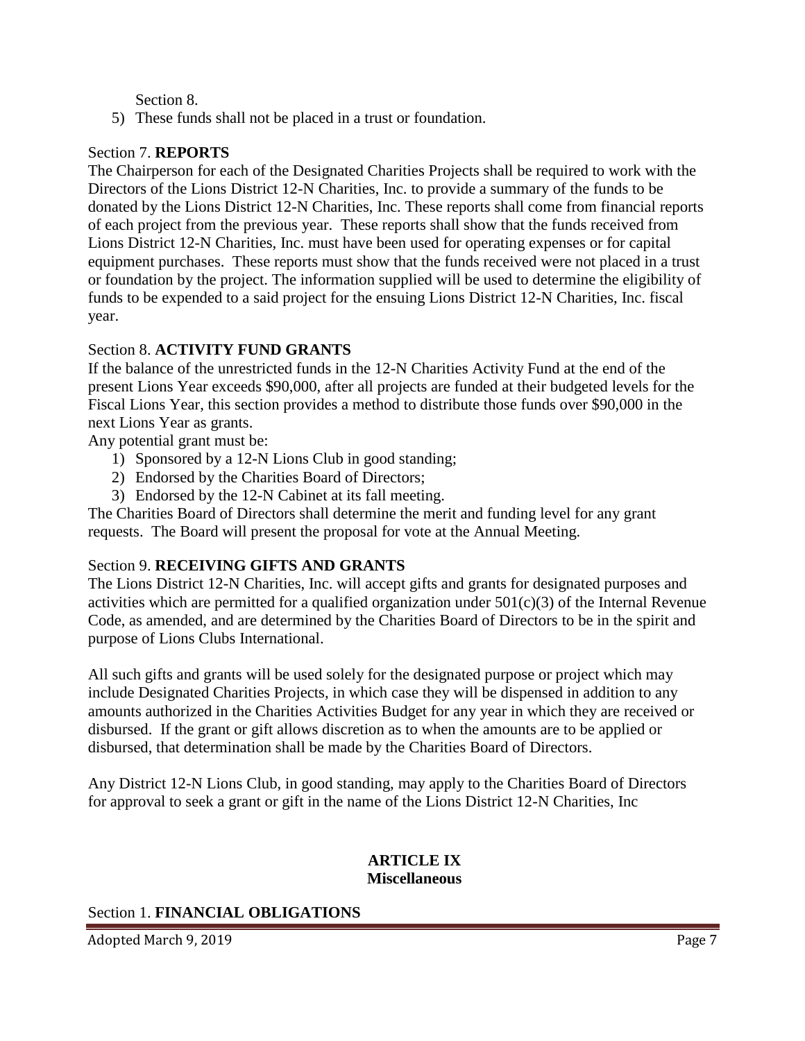Section 8.

5) These funds shall not be placed in a trust or foundation.

Section 7. **REPORTS**

The Chairperson for each of the Designated Charities Projects shall be required to work with the Directors of the Lions District 12-N Charities, Inc. to provide a summary of the funds to be donated by the Lions District 12-N Charities, Inc. These reports shall come from financial reports of each project from the previous year. These reports shall show that the funds received from Lions District 12-N Charities, Inc. must have been used for operating expenses or for capital equipment purchases. These reports must show that the funds received were not placed in a trust or foundation by the project. The information supplied will be used to determine the eligibility of funds to be expended to a said project for the ensuing Lions District 12-N Charities, Inc. fiscal year.

Section 8. **ACTIVITY FUND GRANTS**

If the balance of the unrestricted funds in the 12-N Charities Activity Fund at the end of the present Lions Year exceeds $90,000, after all projects are funded at their budgeted levels for the Fiscal Lions Year, this section provides a method to distribute those funds over $90,000 in the next Lions Year as grants.

Any potential grant must be:

1) Sponsored by a 12-N Lions Club in good standing;
2) Endorsed by the Charities Board of Directors;
3) Endorsed by the 12-N Cabinet at its fall meeting.

The Charities Board of Directors shall determine the merit and funding level for any grant requests. The Board will present the proposal for vote at the Annual Meeting.

Section 9. **RECEIVING GIFTS AND GRANTS**

The Lions District 12-N Charities, Inc. will accept gifts and grants for designated purposes and activities which are permitted for a qualified organization under 501(c)(3) of the Internal Revenue Code, as amended, and are determined by the Charities Board of Directors to be in the spirit and purpose of Lions Clubs International.

All such gifts and grants will be used solely for the designated purpose or project which may include Designated Charities Projects, in which case they will be dispensed in addition to any amounts authorized in the Charities Activities Budget for any year in which they are received or disbursed. If the grant or gift allows discretion as to when the amounts are to be applied or disbursed, that determination shall be made by the Charities Board of Directors.

Any District 12-N Lions Club, in good standing, may apply to the Charities Board of Directors for approval to seek a grant or gift in the name of the Lions District 12-N Charities, Inc

## ARTICLE IX
## Miscellaneous

Section 1. **FINANCIAL OBLIGATIONS**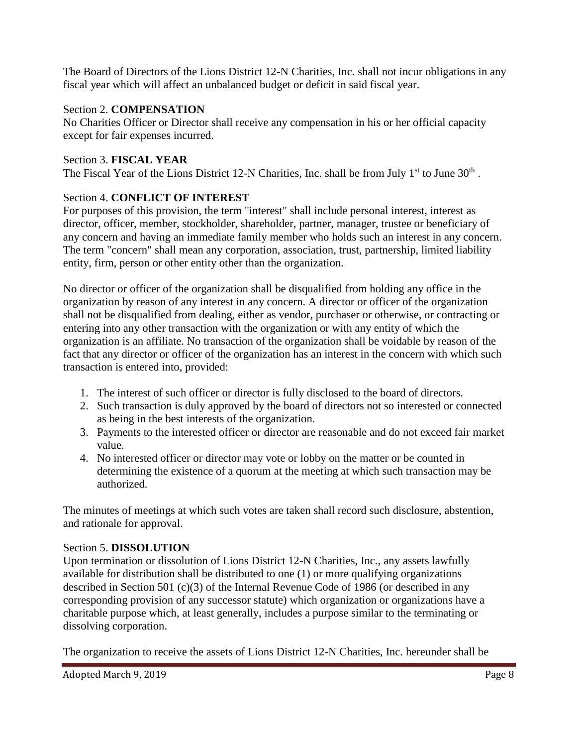The Board of Directors of the Lions District 12-N Charities, Inc. shall not incur obligations in any fiscal year which will affect an unbalanced budget or deficit in said fiscal year.

Section 2. **COMPENSATION**

No Charities Officer or Director shall receive any compensation in his or her official capacity except for fair expenses incurred.

Section 3. **FISCAL YEAR**

The Fiscal Year of the Lions District 12-N Charities, Inc. shall be from July 1st to June 30th .

Section 4. **CONFLICT OF INTEREST**

For purposes of this provision, the term "interest" shall include personal interest, interest as director, officer, member, stockholder, shareholder, partner, manager, trustee or beneficiary of any concern and having an immediate family member who holds such an interest in any concern. The term "concern" shall mean any corporation, association, trust, partnership, limited liability entity, firm, person or other entity other than the organization.

No director or officer of the organization shall be disqualified from holding any office in the organization by reason of any interest in any concern. A director or officer of the organization shall not be disqualified from dealing, either as vendor, purchaser or otherwise, or contracting or entering into any other transaction with the organization or with any entity of which the organization is an affiliate. No transaction of the organization shall be voidable by reason of the fact that any director or officer of the organization has an interest in the concern with which such transaction is entered into, provided:

1. The interest of such officer or director is fully disclosed to the board of directors.
2. Such transaction is duly approved by the board of directors not so interested or connected as being in the best interests of the organization.
3. Payments to the interested officer or director are reasonable and do not exceed fair market value.
4. No interested officer or director may vote or lobby on the matter or be counted in determining the existence of a quorum at the meeting at which such transaction may be authorized.

The minutes of meetings at which such votes are taken shall record such disclosure, abstention, and rationale for approval.

Section 5. **DISSOLUTION**

Upon termination or dissolution of Lions District 12-N Charities, Inc., any assets lawfully available for distribution shall be distributed to one (1) or more qualifying organizations described in Section 501 (c)(3) of the Internal Revenue Code of 1986 (or described in any corresponding provision of any successor statute) which organization or organizations have a charitable purpose which, at least generally, includes a purpose similar to the terminating or dissolving corporation.

The organization to receive the assets of Lions District 12-N Charities, Inc. hereunder shall be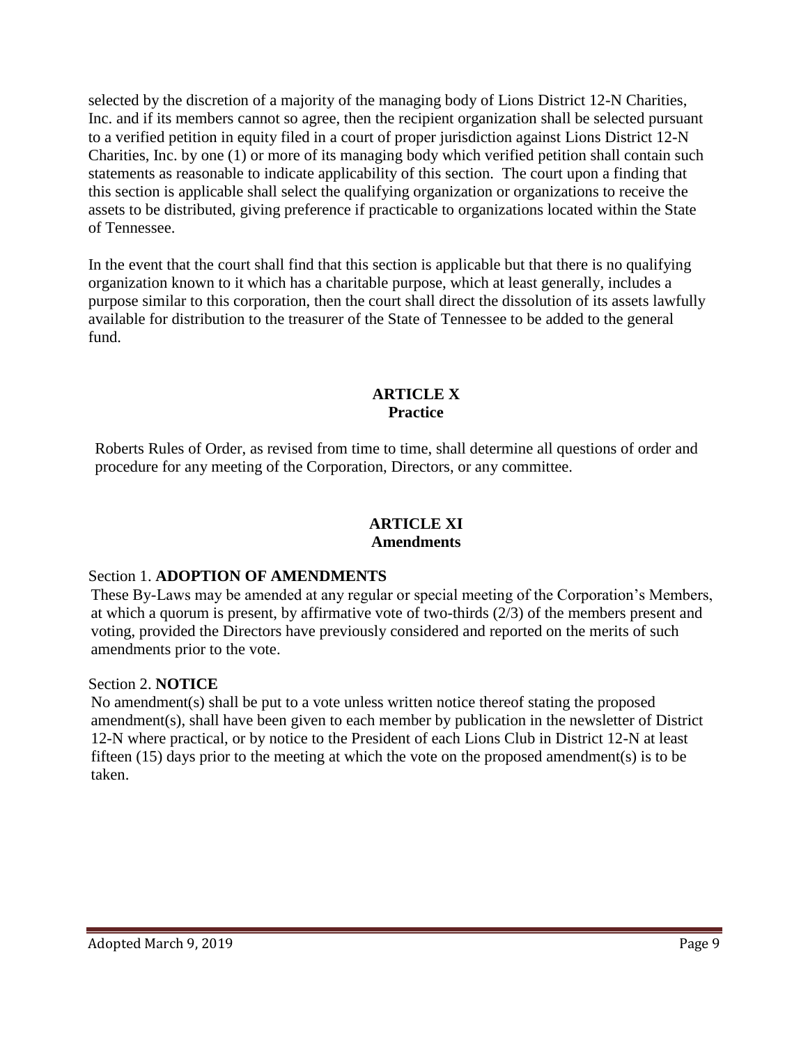selected by the discretion of a majority of the managing body of Lions District 12-N Charities, Inc. and if its members cannot so agree, then the recipient organization shall be selected pursuant to a verified petition in equity filed in a court of proper jurisdiction against Lions District 12-N Charities, Inc. by one (1) or more of its managing body which verified petition shall contain such statements as reasonable to indicate applicability of this section. The court upon a finding that this section is applicable shall select the qualifying organization or organizations to receive the assets to be distributed, giving preference if practicable to organizations located within the State of Tennessee.

In the event that the court shall find that this section is applicable but that there is no qualifying organization known to it which has a charitable purpose, which at least generally, includes a purpose similar to this corporation, then the court shall direct the dissolution of its assets lawfully available for distribution to the treasurer of the State of Tennessee to be added to the general fund.

## ARTICLE X
## Practice

Roberts Rules of Order, as revised from time to time, shall determine all questions of order and procedure for any meeting of the Corporation, Directors, or any committee.

## ARTICLE XI
## Amendments

Section 1. **ADOPTION OF AMENDMENTS**

These By-Laws may be amended at any regular or special meeting of the Corporation's Members, at which a quorum is present, by affirmative vote of two-thirds (2/3) of the members present and voting, provided the Directors have previously considered and reported on the merits of such amendments prior to the vote.

Section 2. **NOTICE**

No amendment(s) shall be put to a vote unless written notice thereof stating the proposed amendment(s), shall have been given to each member by publication in the newsletter of District 12-N where practical, or by notice to the President of each Lions Club in District 12-N at least fifteen (15) days prior to the meeting at which the vote on the proposed amendment(s) is to be taken.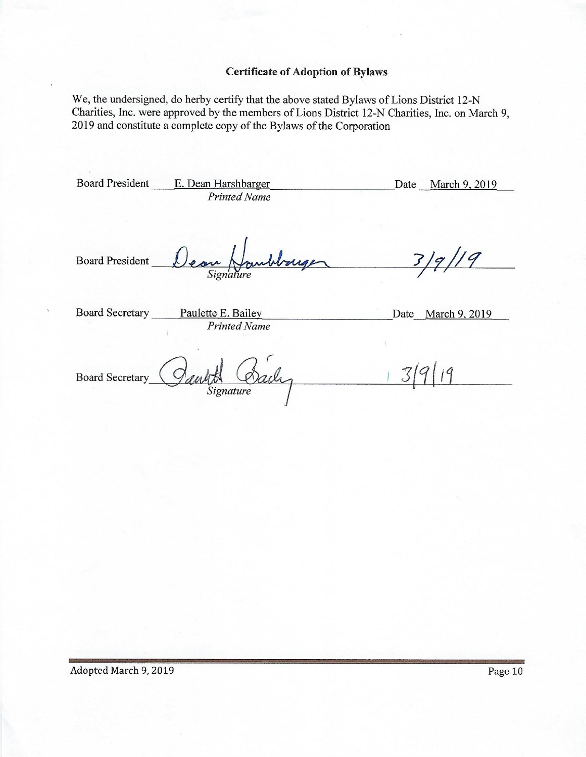## Certificate of Adoption of Bylaws

We, the undersigned, do herby certify that the above stated Bylaws of Lions District 12-N Charities, Inc. were approved by the members of Lions District 12-N Charities, Inc. on March 9, 2019 and constitute a complete copy of the Bylaws of the Corporation

Board President E. Dean Harshbarger Date March 9, 2019
*Printed Name*

Board President Dean Harshbarger 3/9/19
*Signature*

Board Secretary Paulette E. Bailey Date March 9, 2019
*Printed Name*

Board Secretary Paulette Bailey 3/9/19
*Signature*

Adopted March 9, 2019